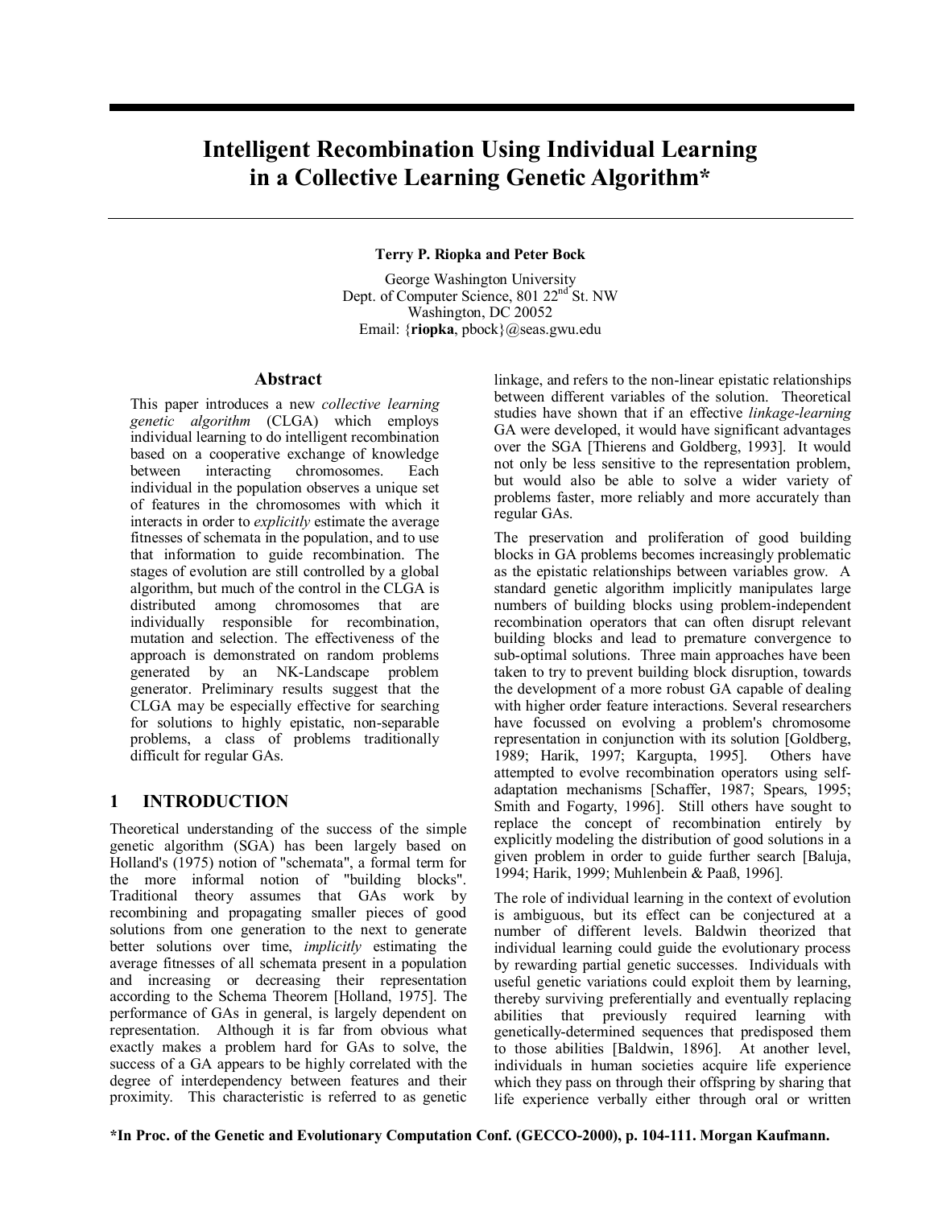# Intelligent Recombination Using Individual Learning in a Collective Learning Genetic Algorithm*

**Terry P. Riopka and Peter Bock**

George Washington University
Dept. of Computer Science, 801 22nd St. NW
Washington, DC 20052
Email: {**riopka**, pbock}@seas.gwu.edu

## Abstract

This paper introduces a new *collective learning genetic algorithm* (CLGA) which employs individual learning to do intelligent recombination based on a cooperative exchange of knowledge between interacting chromosomes. Each individual in the population observes a unique set of features in the chromosomes with which it interacts in order to *explicitly* estimate the average fitnesses of schemata in the population, and to use that information to guide recombination. The stages of evolution are still controlled by a global algorithm, but much of the control in the CLGA is distributed among chromosomes that are individually responsible for recombination, mutation and selection. The effectiveness of the approach is demonstrated on random problems generated by an NK-Landscape problem generator. Preliminary results suggest that the CLGA may be especially effective for searching for solutions to highly epistatic, non-separable problems, a class of problems traditionally difficult for regular GAs.

## 1 INTRODUCTION

Theoretical understanding of the success of the simple genetic algorithm (SGA) has been largely based on Holland's (1975) notion of "schemata", a formal term for the more informal notion of "building blocks". Traditional theory assumes that GAs work by recombining and propagating smaller pieces of good solutions from one generation to the next to generate better solutions over time, *implicitly* estimating the average fitnesses of all schemata present in a population and increasing or decreasing their representation according to the Schema Theorem [Holland, 1975]. The performance of GAs in general, is largely dependent on representation. Although it is far from obvious what exactly makes a problem hard for GAs to solve, the success of a GA appears to be highly correlated with the degree of interdependency between features and their proximity. This characteristic is referred to as genetic linkage, and refers to the non-linear epistatic relationships between different variables of the solution. Theoretical studies have shown that if an effective *linkage-learning* GA were developed, it would have significant advantages over the SGA [Thierens and Goldberg, 1993]. It would not only be less sensitive to the representation problem, but would also be able to solve a wider variety of problems faster, more reliably and more accurately than regular GAs.

The preservation and proliferation of good building blocks in GA problems becomes increasingly problematic as the epistatic relationships between variables grow. A standard genetic algorithm implicitly manipulates large numbers of building blocks using problem-independent recombination operators that can often disrupt relevant building blocks and lead to premature convergence to sub-optimal solutions. Three main approaches have been taken to try to prevent building block disruption, towards the development of a more robust GA capable of dealing with higher order feature interactions. Several researchers have focussed on evolving a problem's chromosome representation in conjunction with its solution [Goldberg, 1989; Harik, 1997; Kargupta, 1995]. Others have attempted to evolve recombination operators using self-adaptation mechanisms [Schaffer, 1987; Spears, 1995; Smith and Fogarty, 1996]. Still others have sought to replace the concept of recombination entirely by explicitly modeling the distribution of good solutions in a given problem in order to guide further search [Baluja, 1994; Harik, 1999; Muhlenbein & Paaß, 1996].

The role of individual learning in the context of evolution is ambiguous, but its effect can be conjectured at a number of different levels. Baldwin theorized that individual learning could guide the evolutionary process by rewarding partial genetic successes. Individuals with useful genetic variations could exploit them by learning, thereby surviving preferentially and eventually replacing abilities that previously required learning with genetically-determined sequences that predisposed them to those abilities [Baldwin, 1896]. At another level, individuals in human societies acquire life experience which they pass on through their offspring by sharing that life experience verbally either through oral or written

**\*In Proc. of the Genetic and Evolutionary Computation Conf. (GECCO-2000), p. 104-111. Morgan Kaufmann.**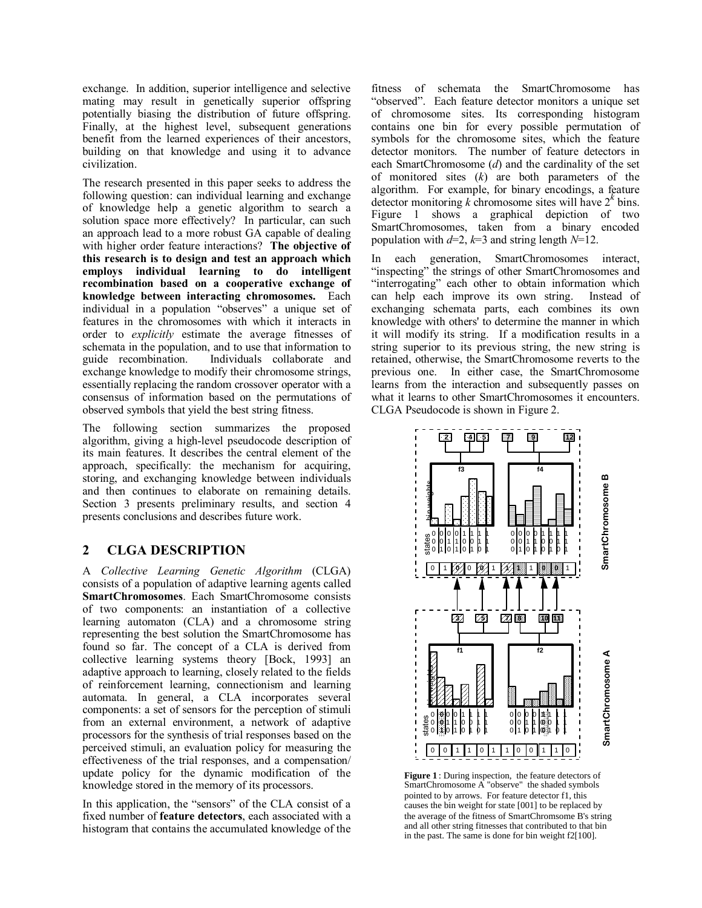exchange. In addition, superior intelligence and selective mating may result in genetically superior offspring potentially biasing the distribution of future offspring. Finally, at the highest level, subsequent generations benefit from the learned experiences of their ancestors, building on that knowledge and using it to advance civilization.

The research presented in this paper seeks to address the following question: can individual learning and exchange of knowledge help a genetic algorithm to search a solution space more effectively? In particular, can such an approach lead to a more robust GA capable of dealing with higher order feature interactions? **The objective of this research is to design and test an approach which employs individual learning to do intelligent recombination based on a cooperative exchange of knowledge between interacting chromosomes.** Each individual in a population "observes" a unique set of features in the chromosomes with which it interacts in order to *explicitly* estimate the average fitnesses of schemata in the population, and to use that information to guide recombination. Individuals collaborate and exchange knowledge to modify their chromosome strings, essentially replacing the random crossover operator with a consensus of information based on the permutations of observed symbols that yield the best string fitness.

The following section summarizes the proposed algorithm, giving a high-level pseudocode description of its main features. It describes the central element of the approach, specifically: the mechanism for acquiring, storing, and exchanging knowledge between individuals and then continues to elaborate on remaining details. Section 3 presents preliminary results, and section 4 presents conclusions and describes future work.

## 2 CLGA DESCRIPTION

A *Collective Learning Genetic Algorithm* (CLGA) consists of a population of adaptive learning agents called **SmartChromosomes**. Each SmartChromosome consists of two components: an instantiation of a collective learning automaton (CLA) and a chromosome string representing the best solution the SmartChromosome has found so far. The concept of a CLA is derived from collective learning systems theory [Bock, 1993] an adaptive approach to learning, closely related to the fields of reinforcement learning, connectionism and learning automata. In general, a CLA incorporates several components: a set of sensors for the perception of stimuli from an external environment, a network of adaptive processors for the synthesis of trial responses based on the perceived stimuli, an evaluation policy for measuring the effectiveness of the trial responses, and a compensation/update policy for the dynamic modification of the knowledge stored in the memory of its processors.

In this application, the "sensors" of the CLA consist of a fixed number of **feature detectors**, each associated with a histogram that contains the accumulated knowledge of the fitness of schemata the SmartChromosome has "observed". Each feature detector monitors a unique set of chromosome sites. Its corresponding histogram contains one bin for every possible permutation of symbols for the chromosome sites, which the feature detector monitors. The number of feature detectors in each SmartChromosome ($d$) and the cardinality of the set of monitored sites ($k$) are both parameters of the algorithm. For example, for binary encodings, a feature detector monitoring $k$ chromosome sites will have $2^k$ bins. Figure 1 shows a graphical depiction of two SmartChromosomes, taken from a binary encoded population with $d$=2, $k$=3 and string length $N$=12.

In each generation, SmartChromosomes interact, "inspecting" the strings of other SmartChromosomes and "interrogating" each other to obtain information which can help each improve its own string. Instead of exchanging schemata parts, each combines its own knowledge with others' to determine the manner in which it will modify its string. If a modification results in a string superior to its previous string, the new string is retained, otherwise, the SmartChromosome reverts to the previous one. In either case, the SmartChromosome learns from the interaction and subsequently passes on what it learns to other SmartChromosomes it encounters. CLGA Pseudocode is shown in Figure 2.

**Figure 1** : During inspection, the feature detectors of SmartChromosome A "observe" the shaded symbols pointed to by arrows. For feature detector f1, this causes the bin weight for state [001] to be replaced by the average of the fitness of SmartChromsome B's string and all other string fitnesses that contributed to that bin in the past. The same is done for bin weight f2[100].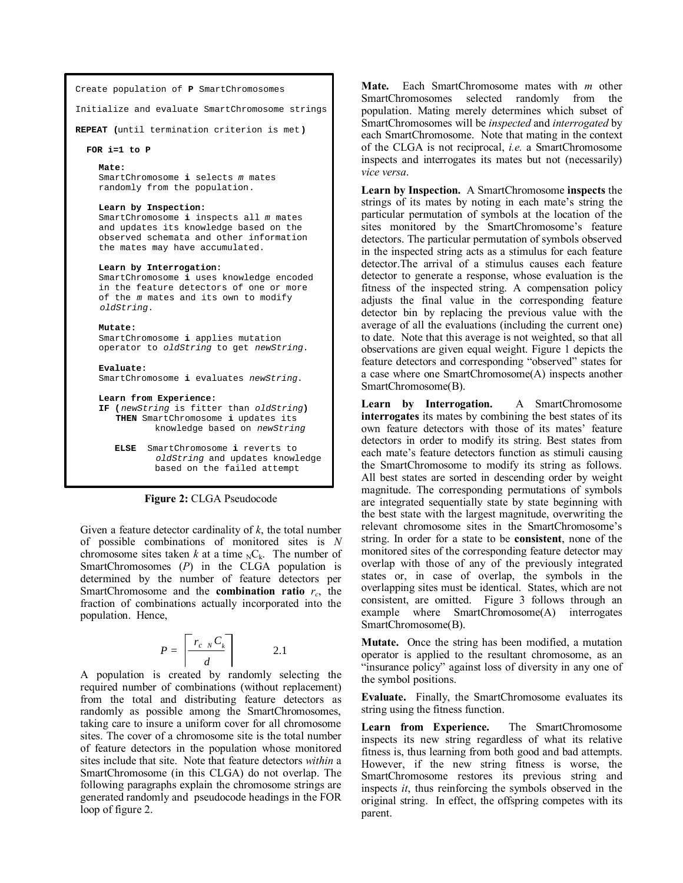```
Create population of P SmartChromosomes

Initialize and evaluate SmartChromosome strings

REPEAT (until termination criterion is met)

  FOR i=1 to P

    Mate:
    SmartChromosome i selects m mates
    randomly from the population.

    Learn by Inspection:
    SmartChromosome i inspects all m mates
    and updates its knowledge based on the
    observed schemata and other information
    the mates may have accumulated.

    Learn by Interrogation:
    SmartChromosome i uses knowledge encoded
    in the feature detectors of one or more
    of the m mates and its own to modify
    oldString.

    Mutate:
    SmartChromosome i applies mutation
    operator to oldString to get newString.

    Evaluate:
    SmartChromosome i evaluates newString.

    Learn from Experience:
    IF (newString is fitter than oldString)
      THEN SmartChromosome i updates its
             knowledge based on newString

      ELSE  SmartChromosome i reverts to
             oldString and updates knowledge
             based on the failed attempt
```

**Figure 2:** CLGA Pseudocode

Given a feature detector cardinality of $k$, the total number of possible combinations of monitored sites is $N$ chromosome sites taken $k$ at a time ${}_{N}C_{k}$. The number of SmartChromosomes ($P$) in the CLGA population is determined by the number of feature detectors per SmartChromosome and the **combination ratio** $r_c$, the fraction of combinations actually incorporated into the population. Hence,

$$P = \left\lceil \frac{r_c \; {}_{N}C_{k}}{d} \right\rceil \qquad 2.1$$

A population is created by randomly selecting the required number of combinations (without replacement) from the total and distributing feature detectors as randomly as possible among the SmartChromosomes, taking care to insure a uniform cover for all chromosome sites. The cover of a chromosome site is the total number of feature detectors in the population whose monitored sites include that site. Note that feature detectors *within* a SmartChromosome (in this CLGA) do not overlap. The following paragraphs explain the chromosome strings are generated randomly and pseudocode headings in the FOR loop of figure 2.

**Mate.** Each SmartChromosome mates with $m$ other SmartChromosomes selected randomly from the population. Mating merely determines which subset of SmartChromosomes will be *inspected* and *interrogated* by each SmartChromosome. Note that mating in the context of the CLGA is not reciprocal, *i.e.* a SmartChromosome inspects and interrogates its mates but not (necessarily) *vice versa*.

**Learn by Inspection.** A SmartChromosome **inspects** the strings of its mates by noting in each mate's string the particular permutation of symbols at the location of the sites monitored by the SmartChromosome's feature detectors. The particular permutation of symbols observed in the inspected string acts as a stimulus for each feature detector.The arrival of a stimulus causes each feature detector to generate a response, whose evaluation is the fitness of the inspected string. A compensation policy adjusts the final value in the corresponding feature detector bin by replacing the previous value with the average of all the evaluations (including the current one) to date. Note that this average is not weighted, so that all observations are given equal weight. Figure 1 depicts the feature detectors and corresponding "observed" states for a case where one SmartChromosome(A) inspects another SmartChromosome(B).

**Learn by Interrogation.** A SmartChromosome **interrogates** its mates by combining the best states of its own feature detectors with those of its mates' feature detectors in order to modify its string. Best states from each mate's feature detectors function as stimuli causing the SmartChromosome to modify its string as follows. All best states are sorted in descending order by weight magnitude. The corresponding permutations of symbols are integrated sequentially state by state beginning with the best state with the largest magnitude, overwriting the relevant chromosome sites in the SmartChromosome's string. In order for a state to be **consistent**, none of the monitored sites of the corresponding feature detector may overlap with those of any of the previously integrated states or, in case of overlap, the symbols in the overlapping sites must be identical. States, which are not consistent, are omitted. Figure 3 follows through an example where SmartChromosome(A) interrogates SmartChromosome(B).

**Mutate.** Once the string has been modified, a mutation operator is applied to the resultant chromosome, as an "insurance policy" against loss of diversity in any one of the symbol positions.

**Evaluate.** Finally, the SmartChromosome evaluates its string using the fitness function.

**Learn from Experience.** The SmartChromosome inspects its new string regardless of what its relative fitness is, thus learning from both good and bad attempts. However, if the new string fitness is worse, the SmartChromosome restores its previous string and inspects *it*, thus reinforcing the symbols observed in the original string. In effect, the offspring competes with its parent.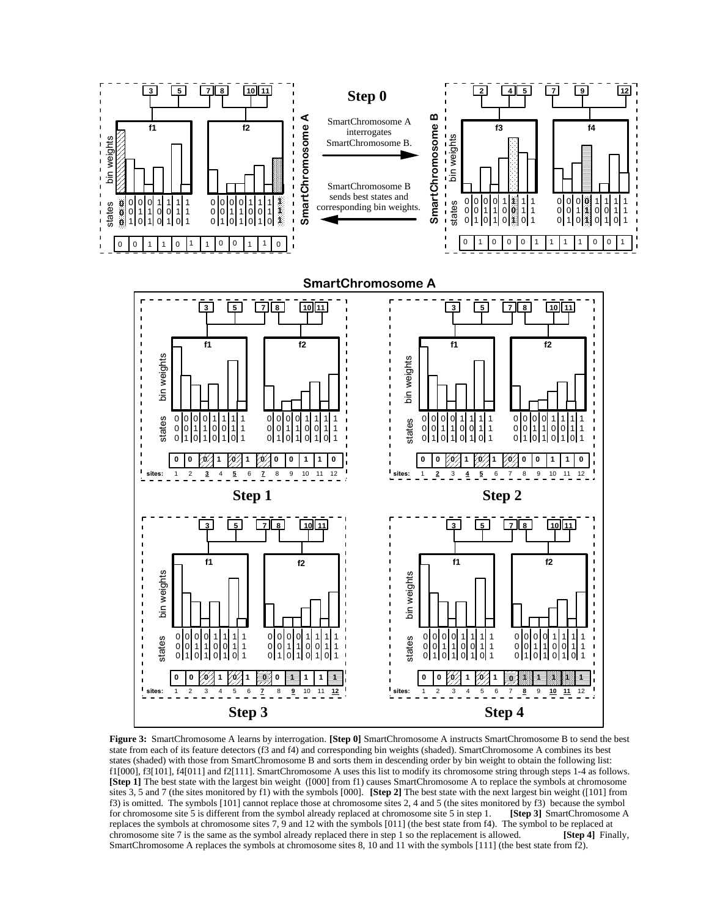**Figure 3:** SmartChromosome A learns by interrogation. **[Step 0]** SmartChromosome A instructs SmartChromosome B to send the best state from each of its feature detectors (f3 and f4) and corresponding bin weights (shaded). SmartChromosome A combines its best states (shaded) with those from SmartChromosome B and sorts them in descending order by bin weight to obtain the following list: f1[000], f3[101], f4[011] and f2[111]. SmartChromosome A uses this list to modify its chromosome string through steps 1-4 as follows. **[Step 1]** The best state with the largest bin weight ([000] from f1) causes SmartChromosome A to replace the symbols at chromosome sites 3, 5 and 7 (the sites monitored by f1) with the symbols [000]. **[Step 2]** The best state with the next largest bin weight ([101] from f3) is omitted. The symbols [101] cannot replace those at chromosome sites 2, 4 and 5 (the sites monitored by f3) because the symbol for chromosome site 5 is different from the symbol already replaced at chromosome site 5 in step 1. **[Step 3]** SmartChromosome A replaces the symbols at chromosome sites 7, 9 and 12 with the symbols [011] (the best state from f4). The symbol to be replaced at chromosome site 7 is the same as the symbol already replaced there in step 1 so the replacement is allowed. **[Step 4]** Finally, SmartChromosome A replaces the symbols at chromosome sites 8, 10 and 11 with the symbols [111] (the best state from f2).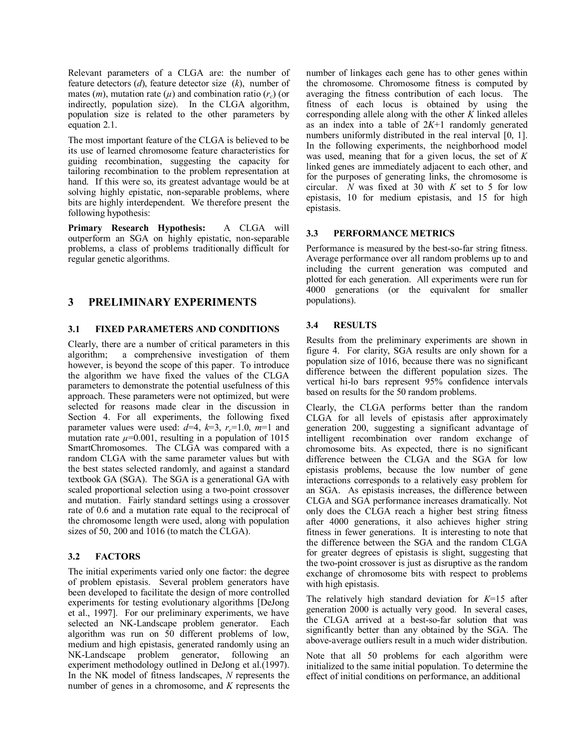Relevant parameters of a CLGA are: the number of feature detectors ($d$), feature detector size ($k$), number of mates ($m$), mutation rate ($\mu$) and combination ratio ($r_c$) (or indirectly, population size). In the CLGA algorithm, population size is related to the other parameters by equation 2.1.

The most important feature of the CLGA is believed to be its use of learned chromosome feature characteristics for guiding recombination, suggesting the capacity for tailoring recombination to the problem representation at hand. If this were so, its greatest advantage would be at solving highly epistatic, non-separable problems, where bits are highly interdependent. We therefore present the following hypothesis:

**Primary Research Hypothesis:** A CLGA will outperform an SGA on highly epistatic, non-separable problems, a class of problems traditionally difficult for regular genetic algorithms.

# 3 PRELIMINARY EXPERIMENTS

## 3.1 FIXED PARAMETERS AND CONDITIONS

Clearly, there are a number of critical parameters in this algorithm; a comprehensive investigation of them however, is beyond the scope of this paper. To introduce the algorithm we have fixed the values of the CLGA parameters to demonstrate the potential usefulness of this approach. These parameters were not optimized, but were selected for reasons made clear in the discussion in Section 4. For all experiments, the following fixed parameter values were used: $d$=4, $k$=3, $r_c$=1.0, $m$=1 and mutation rate $\mu$=0.001, resulting in a population of 1015 SmartChromosomes. The CLGA was compared with a random CLGA with the same parameter values but with the best states selected randomly, and against a standard textbook GA (SGA). The SGA is a generational GA with scaled proportional selection using a two-point crossover and mutation. Fairly standard settings using a crossover rate of 0.6 and a mutation rate equal to the reciprocal of the chromosome length were used, along with population sizes of 50, 200 and 1016 (to match the CLGA).

## 3.2 FACTORS

The initial experiments varied only one factor: the degree of problem epistasis. Several problem generators have been developed to facilitate the design of more controlled experiments for testing evolutionary algorithms [DeJong et al., 1997]. For our preliminary experiments, we have selected an NK-Landscape problem generator. Each algorithm was run on 50 different problems of low, medium and high epistasis, generated randomly using an NK-Landscape problem generator, following an experiment methodology outlined in DeJong et al.(1997). In the NK model of fitness landscapes, $N$ represents the number of genes in a chromosome, and $K$ represents the number of linkages each gene has to other genes within the chromosome. Chromosome fitness is computed by averaging the fitness contribution of each locus. The fitness of each locus is obtained by using the corresponding allele along with the other $K$ linked alleles as an index into a table of $2K$+1 randomly generated numbers uniformly distributed in the real interval [0, 1]. In the following experiments, the neighborhood model was used, meaning that for a given locus, the set of $K$ linked genes are immediately adjacent to each other, and for the purposes of generating links, the chromosome is circular. $N$ was fixed at 30 with $K$ set to 5 for low epistasis, 10 for medium epistasis, and 15 for high epistasis.

## 3.3 PERFORMANCE METRICS

Performance is measured by the best-so-far string fitness. Average performance over all random problems up to and including the current generation was computed and plotted for each generation. All experiments were run for 4000 generations (or the equivalent for smaller populations).

## 3.4 RESULTS

Results from the preliminary experiments are shown in figure 4. For clarity, SGA results are only shown for a population size of 1016, because there was no significant difference between the different population sizes. The vertical hi-lo bars represent 95% confidence intervals based on results for the 50 random problems.

Clearly, the CLGA performs better than the random CLGA for all levels of epistasis after approximately generation 200, suggesting a significant advantage of intelligent recombination over random exchange of chromosome bits. As expected, there is no significant difference between the CLGA and the SGA for low epistasis problems, because the low number of gene interactions corresponds to a relatively easy problem for an SGA. As epistasis increases, the difference between CLGA and SGA performance increases dramatically. Not only does the CLGA reach a higher best string fitness after 4000 generations, it also achieves higher string fitness in fewer generations. It is interesting to note that the difference between the SGA and the random CLGA for greater degrees of epistasis is slight, suggesting that the two-point crossover is just as disruptive as the random exchange of chromosome bits with respect to problems with high epistasis.

The relatively high standard deviation for $K$=15 after generation 2000 is actually very good. In several cases, the CLGA arrived at a best-so-far solution that was significantly better than any obtained by the SGA. The above-average outliers result in a much wider distribution.

Note that all 50 problems for each algorithm were initialized to the same initial population. To determine the effect of initial conditions on performance, an additional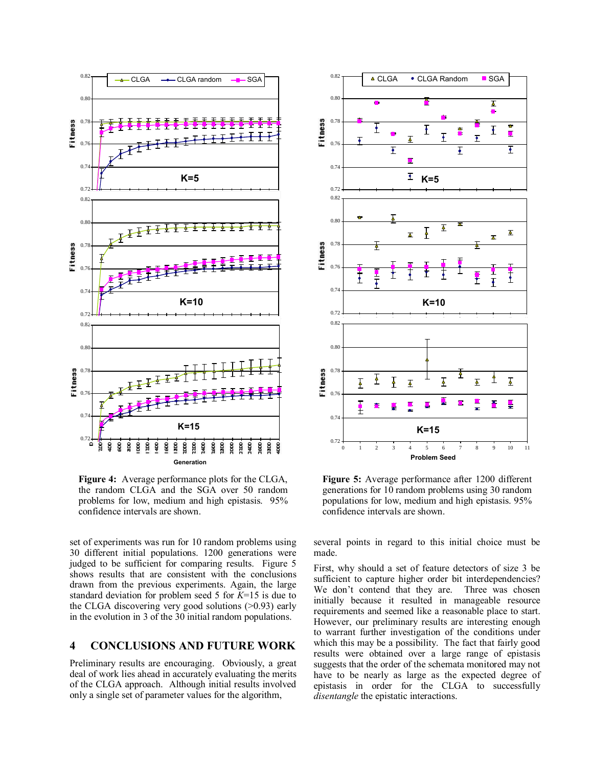**Figure 4:** Average performance plots for the CLGA, the random CLGA and the SGA over 50 random problems for low, medium and high epistasis. 95% confidence intervals are shown.

**Figure 5:** Average performance after 1200 different generations for 10 random problems using 30 random populations for low, medium and high epistasis. 95% confidence intervals are shown.

set of experiments was run for 10 random problems using 30 different initial populations. 1200 generations were judged to be sufficient for comparing results. Figure 5 shows results that are consistent with the conclusions drawn from the previous experiments. Again, the large standard deviation for problem seed 5 for $K$=15 is due to the CLGA discovering very good solutions (>0.93) early in the evolution in 3 of the 30 initial random populations.

## 4 CONCLUSIONS AND FUTURE WORK

Preliminary results are encouraging. Obviously, a great deal of work lies ahead in accurately evaluating the merits of the CLGA approach. Although initial results involved only a single set of parameter values for the algorithm, several points in regard to this initial choice must be made.

First, why should a set of feature detectors of size 3 be sufficient to capture higher order bit interdependencies? We don't contend that they are. Three was chosen initially because it resulted in manageable resource requirements and seemed like a reasonable place to start. However, our preliminary results are interesting enough to warrant further investigation of the conditions under which this may be a possibility. The fact that fairly good results were obtained over a large range of epistasis suggests that the order of the schemata monitored may not have to be nearly as large as the expected degree of epistasis in order for the CLGA to successfully *disentangle* the epistatic interactions.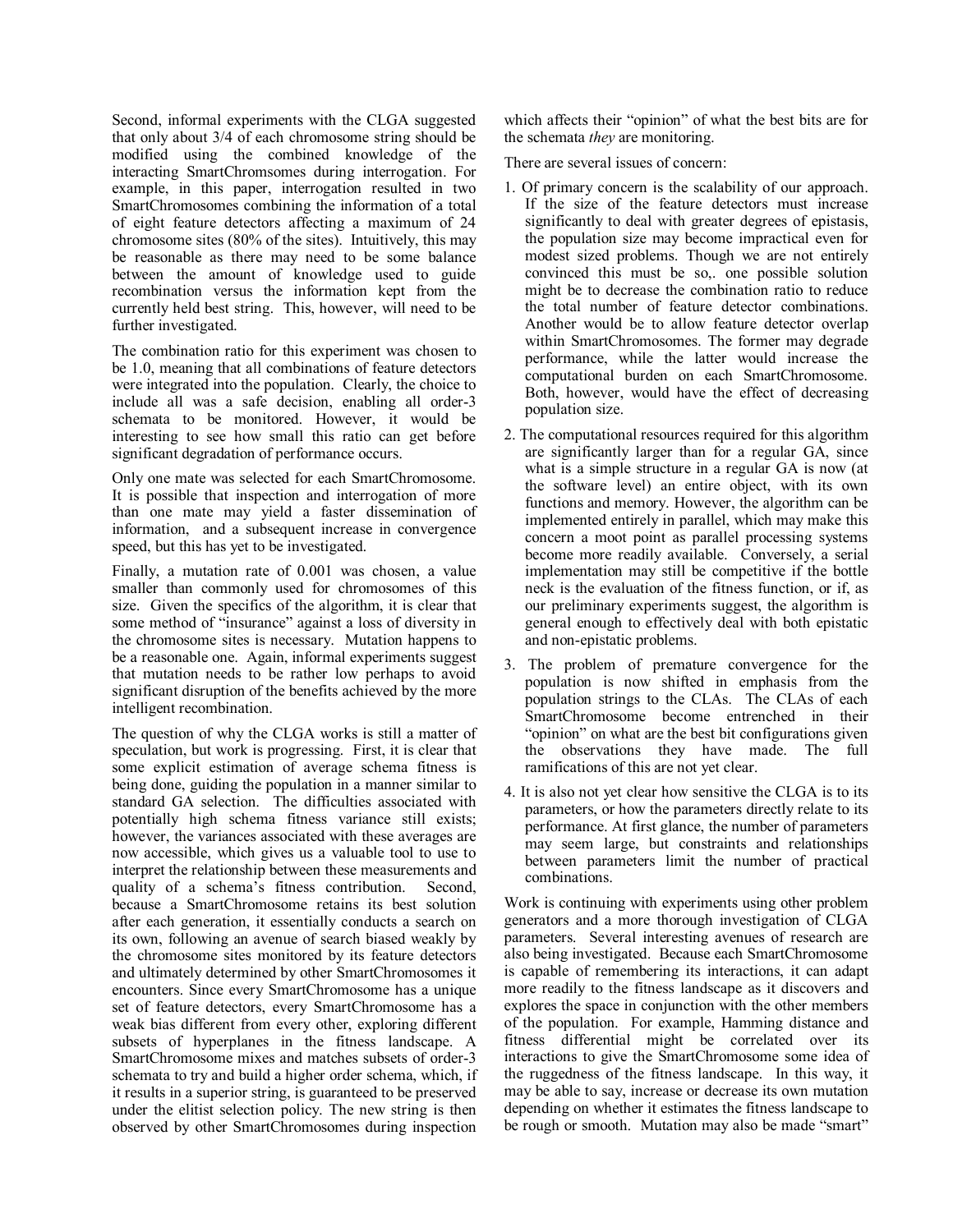Second, informal experiments with the CLGA suggested that only about 3/4 of each chromosome string should be modified using the combined knowledge of the interacting SmartChromsomes during interrogation. For example, in this paper, interrogation resulted in two SmartChromosomes combining the information of a total of eight feature detectors affecting a maximum of 24 chromosome sites (80% of the sites). Intuitively, this may be reasonable as there may need to be some balance between the amount of knowledge used to guide recombination versus the information kept from the currently held best string. This, however, will need to be further investigated.

The combination ratio for this experiment was chosen to be 1.0, meaning that all combinations of feature detectors were integrated into the population. Clearly, the choice to include all was a safe decision, enabling all order-3 schemata to be monitored. However, it would be interesting to see how small this ratio can get before significant degradation of performance occurs.

Only one mate was selected for each SmartChromosome. It is possible that inspection and interrogation of more than one mate may yield a faster dissemination of information, and a subsequent increase in convergence speed, but this has yet to be investigated.

Finally, a mutation rate of 0.001 was chosen, a value smaller than commonly used for chromosomes of this size. Given the specifics of the algorithm, it is clear that some method of "insurance" against a loss of diversity in the chromosome sites is necessary. Mutation happens to be a reasonable one. Again, informal experiments suggest that mutation needs to be rather low perhaps to avoid significant disruption of the benefits achieved by the more intelligent recombination.

The question of why the CLGA works is still a matter of speculation, but work is progressing. First, it is clear that some explicit estimation of average schema fitness is being done, guiding the population in a manner similar to standard GA selection. The difficulties associated with potentially high schema fitness variance still exists; however, the variances associated with these averages are now accessible, which gives us a valuable tool to use to interpret the relationship between these measurements and quality of a schema's fitness contribution. Second, because a SmartChromosome retains its best solution after each generation, it essentially conducts a search on its own, following an avenue of search biased weakly by the chromosome sites monitored by its feature detectors and ultimately determined by other SmartChromosomes it encounters. Since every SmartChromosome has a unique set of feature detectors, every SmartChromosome has a weak bias different from every other, exploring different subsets of hyperplanes in the fitness landscape. A SmartChromosome mixes and matches subsets of order-3 schemata to try and build a higher order schema, which, if it results in a superior string, is guaranteed to be preserved under the elitist selection policy. The new string is then observed by other SmartChromosomes during inspection which affects their "opinion" of what the best bits are for the schemata *they* are monitoring.

There are several issues of concern:

1. Of primary concern is the scalability of our approach. If the size of the feature detectors must increase significantly to deal with greater degrees of epistasis, the population size may become impractical even for modest sized problems. Though we are not entirely convinced this must be so,. one possible solution might be to decrease the combination ratio to reduce the total number of feature detector combinations. Another would be to allow feature detector overlap within SmartChromosomes. The former may degrade performance, while the latter would increase the computational burden on each SmartChromosome. Both, however, would have the effect of decreasing population size.
2. The computational resources required for this algorithm are significantly larger than for a regular GA, since what is a simple structure in a regular GA is now (at the software level) an entire object, with its own functions and memory. However, the algorithm can be implemented entirely in parallel, which may make this concern a moot point as parallel processing systems become more readily available. Conversely, a serial implementation may still be competitive if the bottle neck is the evaluation of the fitness function, or if, as our preliminary experiments suggest, the algorithm is general enough to effectively deal with both epistatic and non-epistatic problems.
3. The problem of premature convergence for the population is now shifted in emphasis from the population strings to the CLAs. The CLAs of each SmartChromosome become entrenched in their "opinion" on what are the best bit configurations given the observations they have made. The full ramifications of this are not yet clear.
4. It is also not yet clear how sensitive the CLGA is to its parameters, or how the parameters directly relate to its performance. At first glance, the number of parameters may seem large, but constraints and relationships between parameters limit the number of practical combinations.

Work is continuing with experiments using other problem generators and a more thorough investigation of CLGA parameters. Several interesting avenues of research are also being investigated. Because each SmartChromosome is capable of remembering its interactions, it can adapt more readily to the fitness landscape as it discovers and explores the space in conjunction with the other members of the population. For example, Hamming distance and fitness differential might be correlated over its interactions to give the SmartChromosome some idea of the ruggedness of the fitness landscape. In this way, it may be able to say, increase or decrease its own mutation depending on whether it estimates the fitness landscape to be rough or smooth. Mutation may also be made "smart"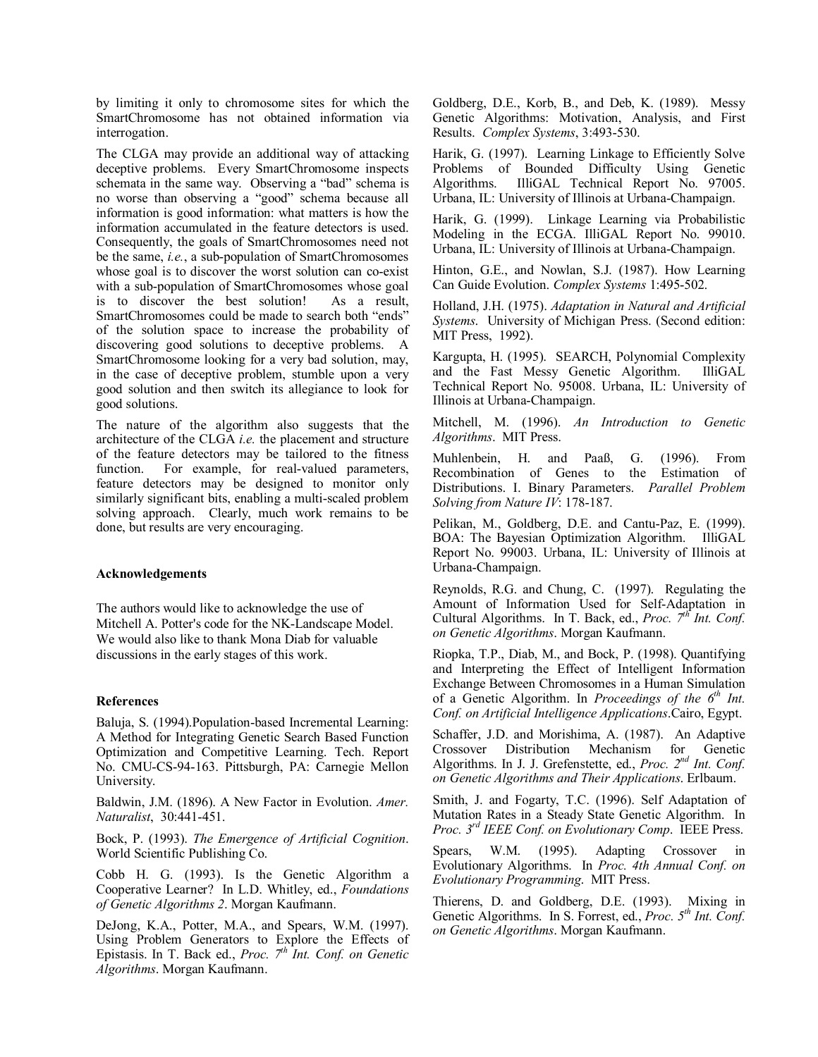by limiting it only to chromosome sites for which the SmartChromosome has not obtained information via interrogation.

The CLGA may provide an additional way of attacking deceptive problems. Every SmartChromosome inspects schemata in the same way. Observing a "bad" schema is no worse than observing a "good" schema because all information is good information: what matters is how the information accumulated in the feature detectors is used. Consequently, the goals of SmartChromosomes need not be the same, *i.e.*, a sub-population of SmartChromosomes whose goal is to discover the worst solution can co-exist with a sub-population of SmartChromosomes whose goal is to discover the best solution! As a result, SmartChromosomes could be made to search both "ends" of the solution space to increase the probability of discovering good solutions to deceptive problems. A SmartChromosome looking for a very bad solution, may, in the case of deceptive problem, stumble upon a very good solution and then switch its allegiance to look for good solutions.

The nature of the algorithm also suggests that the architecture of the CLGA *i.e.* the placement and structure of the feature detectors may be tailored to the fitness function. For example, for real-valued parameters, feature detectors may be designed to monitor only similarly significant bits, enabling a multi-scaled problem solving approach. Clearly, much work remains to be done, but results are very encouraging.

**Acknowledgements**

The authors would like to acknowledge the use of Mitchell A. Potter's code for the NK-Landscape Model. We would also like to thank Mona Diab for valuable discussions in the early stages of this work.

**References**

Baluja, S. (1994).Population-based Incremental Learning: A Method for Integrating Genetic Search Based Function Optimization and Competitive Learning. Tech. Report No. CMU-CS-94-163. Pittsburgh, PA: Carnegie Mellon University.

Baldwin, J.M. (1896). A New Factor in Evolution. *Amer. Naturalist*, 30:441-451.

Bock, P. (1993). *The Emergence of Artificial Cognition*. World Scientific Publishing Co.

Cobb H. G. (1993). Is the Genetic Algorithm a Cooperative Learner? In L.D. Whitley, ed., *Foundations of Genetic Algorithms 2*. Morgan Kaufmann.

DeJong, K.A., Potter, M.A., and Spears, W.M. (1997). Using Problem Generators to Explore the Effects of Epistasis. In T. Back ed., *Proc. 7th Int. Conf. on Genetic Algorithms*. Morgan Kaufmann.

Goldberg, D.E., Korb, B., and Deb, K. (1989). Messy Genetic Algorithms: Motivation, Analysis, and First Results. *Complex Systems*, 3:493-530.

Harik, G. (1997). Learning Linkage to Efficiently Solve Problems of Bounded Difficulty Using Genetic Algorithms. IlliGAL Technical Report No. 97005. Urbana, IL: University of Illinois at Urbana-Champaign.

Harik, G. (1999). Linkage Learning via Probabilistic Modeling in the ECGA. IlliGAL Report No. 99010. Urbana, IL: University of Illinois at Urbana-Champaign.

Hinton, G.E., and Nowlan, S.J. (1987). How Learning Can Guide Evolution. *Complex Systems* 1:495-502.

Holland, J.H. (1975). *Adaptation in Natural and Artificial Systems*. University of Michigan Press. (Second edition: MIT Press, 1992).

Kargupta, H. (1995). SEARCH, Polynomial Complexity and the Fast Messy Genetic Algorithm. IlliGAL Technical Report No. 95008. Urbana, IL: University of Illinois at Urbana-Champaign.

Mitchell, M. (1996). *An Introduction to Genetic Algorithms*. MIT Press.

Muhlenbein, H. and Paaß, G. (1996). From Recombination of Genes to the Estimation of Distributions. I. Binary Parameters. *Parallel Problem Solving from Nature IV*: 178-187.

Pelikan, M., Goldberg, D.E. and Cantu-Paz, E. (1999). BOA: The Bayesian Optimization Algorithm. IlliGAL Report No. 99003. Urbana, IL: University of Illinois at Urbana-Champaign.

Reynolds, R.G. and Chung, C. (1997). Regulating the Amount of Information Used for Self-Adaptation in Cultural Algorithms. In T. Back, ed., *Proc. 7th Int. Conf. on Genetic Algorithms*. Morgan Kaufmann.

Riopka, T.P., Diab, M., and Bock, P. (1998). Quantifying and Interpreting the Effect of Intelligent Information Exchange Between Chromosomes in a Human Simulation of a Genetic Algorithm. In *Proceedings of the 6th Int. Conf. on Artificial Intelligence Applications*.Cairo, Egypt.

Schaffer, J.D. and Morishima, A. (1987). An Adaptive Crossover Distribution Mechanism for Genetic Algorithms. In J. J. Grefenstette, ed., *Proc. 2nd Int. Conf. on Genetic Algorithms and Their Applications*. Erlbaum.

Smith, J. and Fogarty, T.C. (1996). Self Adaptation of Mutation Rates in a Steady State Genetic Algorithm. In *Proc. 3rd IEEE Conf. on Evolutionary Comp*. IEEE Press.

Spears, W.M. (1995). Adapting Crossover in Evolutionary Algorithms. In *Proc. 4th Annual Conf. on Evolutionary Programming*. MIT Press.

Thierens, D. and Goldberg, D.E. (1993). Mixing in Genetic Algorithms. In S. Forrest, ed., *Proc. 5th Int. Conf. on Genetic Algorithms*. Morgan Kaufmann.